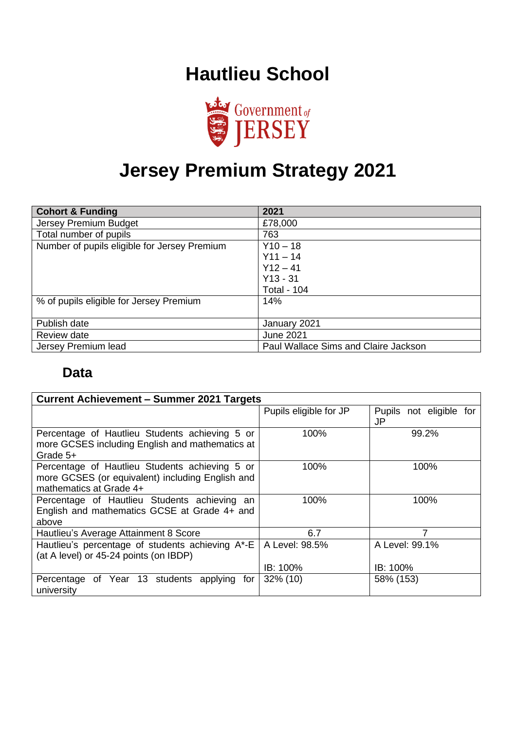# Hautlieu School

Government of JERSEY

# Jersey Premium Strategy 2021

| Cohort & Funding | 2021 |
|---|---|
| Jersey Premium Budget | £78,000 |
| Total number of pupils | 763 |
| Number of pupils eligible for Jersey Premium | Y10 – 18<br>Y11 – 14<br>Y12 – 41<br>Y13 - 31<br>Total - 104 |
| % of pupils eligible for Jersey Premium | 14% |
| Publish date | January 2021 |
| Review date | June 2021 |
| Jersey Premium lead | Paul Wallace Sims and Claire Jackson |

## Data

| Current Achievement – Summer 2021 Targets | | |
|---|---|---|
| | Pupils eligible for JP | Pupils not eligible for JP |
| Percentage of Hautlieu Students achieving 5 or more GCSES including English and mathematics at Grade 5+ | 100% | 99.2% |
| Percentage of Hautlieu Students achieving 5 or more GCSES (or equivalent) including English and mathematics at Grade 4+ | 100% | 100% |
| Percentage of Hautlieu Students achieving an English and mathematics GCSE at Grade 4+ and above | 100% | 100% |
| Hautlieu's Average Attainment 8 Score | 6.7 | 7 |
| Hautlieu's percentage of students achieving A*-E (at A level) or 45-24 points (on IBDP) | A Level: 98.5%<br><br>IB: 100% | A Level: 99.1%<br><br>IB: 100% |
| Percentage of Year 13 students applying for university | 32% (10) | 58% (153) |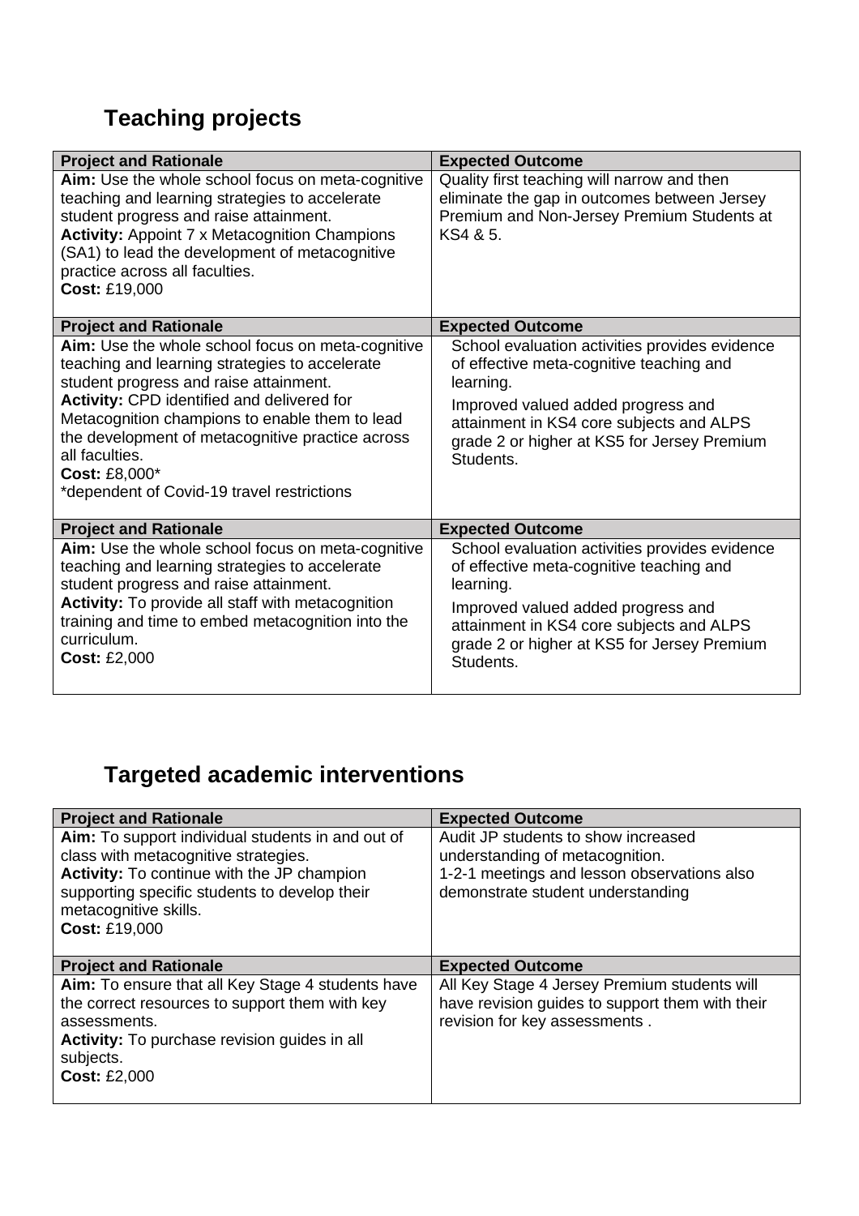## Teaching projects

| Project and Rationale | Expected Outcome |
|---|---|
| **Aim:** Use the whole school focus on meta-cognitive teaching and learning strategies to accelerate student progress and raise attainment.<br>**Activity:** Appoint 7 x Metacognition Champions (SA1) to lead the development of metacognitive practice across all faculties.<br>**Cost:** £19,000 | Quality first teaching will narrow and then eliminate the gap in outcomes between Jersey Premium and Non-Jersey Premium Students at KS4 & 5. |
| **Project and Rationale** | **Expected Outcome** |
| **Aim:** Use the whole school focus on meta-cognitive teaching and learning strategies to accelerate student progress and raise attainment.<br>**Activity:** CPD identified and delivered for Metacognition champions to enable them to lead the development of metacognitive practice across all faculties.<br>**Cost:** £8,000*<br>*dependent of Covid-19 travel restrictions | School evaluation activities provides evidence of effective meta-cognitive teaching and learning.<br>Improved valued added progress and attainment in KS4 core subjects and ALPS grade 2 or higher at KS5 for Jersey Premium Students. |
| **Project and Rationale** | **Expected Outcome** |
| **Aim:** Use the whole school focus on meta-cognitive teaching and learning strategies to accelerate student progress and raise attainment.<br>**Activity:** To provide all staff with metacognition training and time to embed metacognition into the curriculum.<br>**Cost:** £2,000 | School evaluation activities provides evidence of effective meta-cognitive teaching and learning.<br>Improved valued added progress and attainment in KS4 core subjects and ALPS grade 2 or higher at KS5 for Jersey Premium Students. |

## Targeted academic interventions

| Project and Rationale | Expected Outcome |
|---|---|
| **Aim:** To support individual students in and out of class with metacognitive strategies.<br>**Activity:** To continue with the JP champion supporting specific students to develop their metacognitive skills.<br>**Cost:** £19,000 | Audit JP students to show increased understanding of metacognition.<br>1-2-1 meetings and lesson observations also demonstrate student understanding |
| **Project and Rationale** | **Expected Outcome** |
| **Aim:** To ensure that all Key Stage 4 students have the correct resources to support them with key assessments.<br>**Activity:** To purchase revision guides in all subjects.<br>**Cost:** £2,000 | All Key Stage 4 Jersey Premium students will have revision guides to support them with their revision for key assessments . |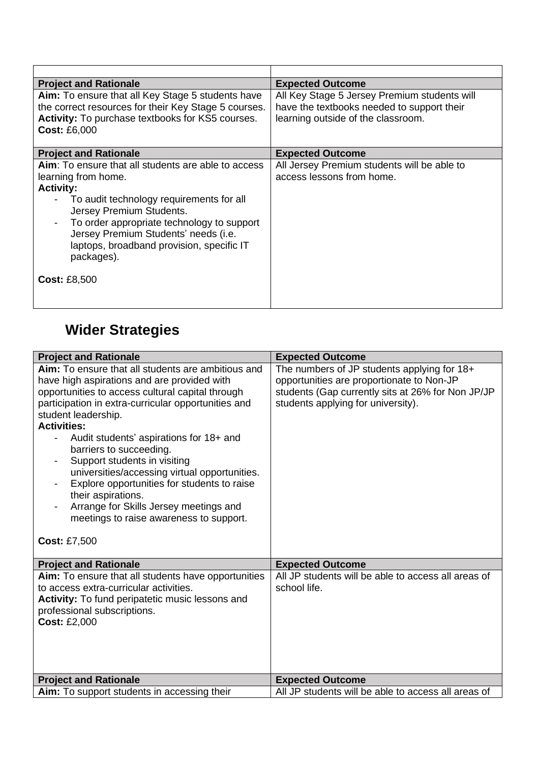| Project and Rationale | Expected Outcome |
|---|---|
| **Aim:** To ensure that all Key Stage 5 students have the correct resources for their Key Stage 5 courses.<br>**Activity:** To purchase textbooks for KS5 courses.<br>**Cost:** £6,000 | All Key Stage 5 Jersey Premium students will have the textbooks needed to support their learning outside of the classroom. |

| Project and Rationale | Expected Outcome |
|---|---|
| **Aim**: To ensure that all students are able to access learning from home.<br>**Activity:**<br>- To audit technology requirements for all Jersey Premium Students.<br>- To order appropriate technology to support Jersey Premium Students' needs (i.e. laptops, broadband provision, specific IT packages).<br><br>**Cost:** £8,500 | All Jersey Premium students will be able to access lessons from home. |

## Wider Strategies

| Project and Rationale | Expected Outcome |
|---|---|
| **Aim:** To ensure that all students are ambitious and have high aspirations and are provided with opportunities to access cultural capital through participation in extra-curricular opportunities and student leadership.<br>**Activities:**<br>- Audit students' aspirations for 18+ and barriers to succeeding.<br>- Support students in visiting universities/accessing virtual opportunities.<br>- Explore opportunities for students to raise their aspirations.<br>- Arrange for Skills Jersey meetings and meetings to raise awareness to support.<br><br>**Cost:** £7,500 | The numbers of JP students applying for 18+ opportunities are proportionate to Non-JP students (Gap currently sits at 26% for Non JP/JP students applying for university). |

| Project and Rationale | Expected Outcome |
|---|---|
| **Aim:** To ensure that all students have opportunities to access extra-curricular activities.<br>**Activity:** To fund peripatetic music lessons and professional subscriptions.<br>**Cost:** £2,000 | All JP students will be able to access all areas of school life. |

| Project and Rationale | Expected Outcome |
|---|---|
| **Aim:** To support students in accessing their | All JP students will be able to access all areas of |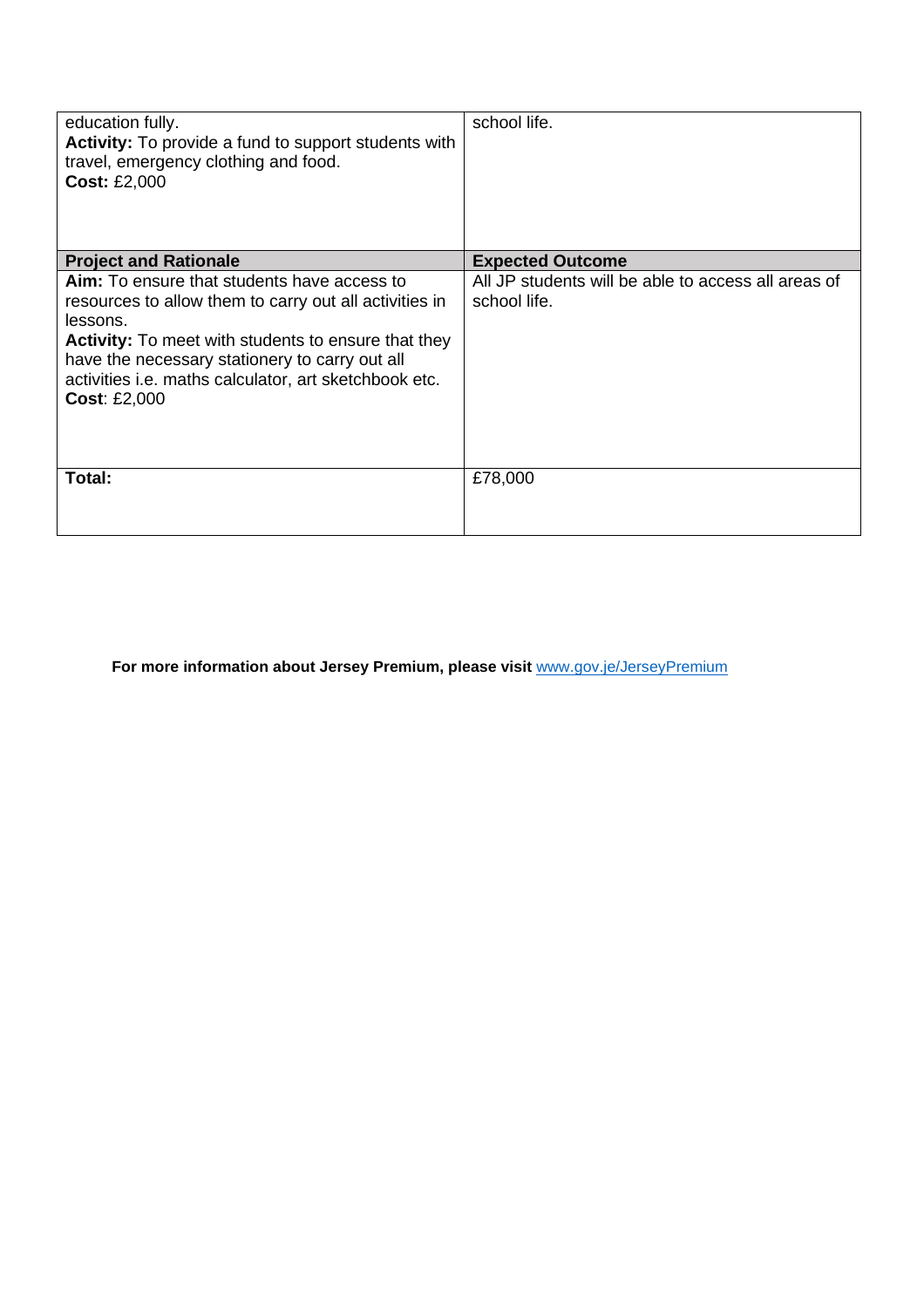| | |
|---|---|
| education fully.<br>**Activity:** To provide a fund to support students with travel, emergency clothing and food.<br>**Cost:** £2,000 | school life. |
| **Project and Rationale** | **Expected Outcome** |
| **Aim:** To ensure that students have access to resources to allow them to carry out all activities in lessons.<br>**Activity:** To meet with students to ensure that they have the necessary stationery to carry out all activities i.e. maths calculator, art sketchbook etc.<br>**Cost**: £2,000 | All JP students will be able to access all areas of school life. |
| **Total:** | £78,000 |

**For more information about Jersey Premium, please visit** www.gov.je/JerseyPremium